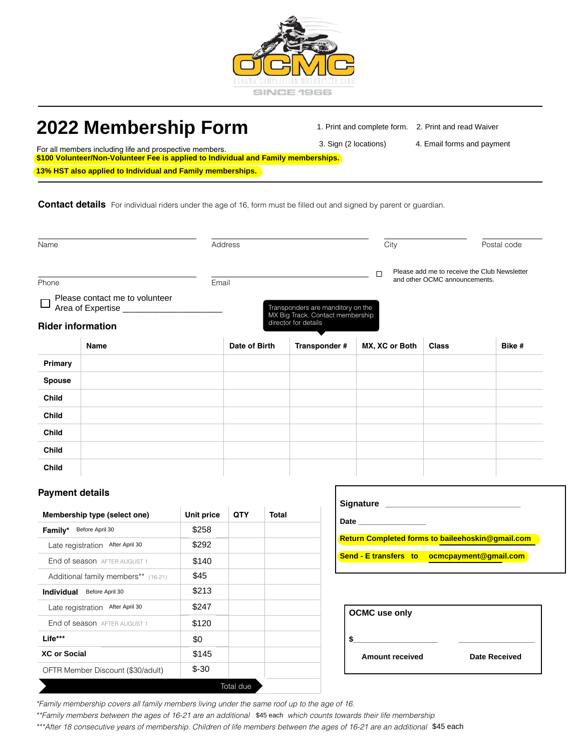OCMC
OSHAWA COMPETITION MOTORCYCLE CLUB
SINCE 1966

# 2022 Membership Form

1. Print and complete form.
2. Print and read Waiver
3. Sign (2 locations)
4. Email forms and payment

For all members including life and prospective members.

**$100 Volunteer/Non-Volunteer Fee is applied to Individual and Family memberships.**

**13% HST also applied to Individual and Family memberships.**

**Contact details** For individual riders under the age of 16, form must be filled out and signed by parent or guardian.

Name ______________________ Address ______________________ City ______________ Postal code __________

Phone ______________________ Email ______________________

☐ Please add me to receive the Club Newsletter and other OCMC announcements.

☐ Please contact me to volunteer
Area of Expertise ____________________

Transponders are manditory on the MX Big Track. Contact membership director for details

## Rider information

| | Name | Date of Birth | Transponder # | MX, XC or Both | Class | Bike # |
|---|---|---|---|---|---|---|
| **Primary** | | | | | | |
| **Spouse** | | | | | | |
| **Child** | | | | | | |
| **Child** | | | | | | |
| **Child** | | | | | | |
| **Child** | | | | | | |
| **Child** | | | | | | |

## Payment details

| Membership type (select one) | Unit price | QTY | Total |
|---|---|---|---|
| **Family*** Before April 30 | $258 | | |
| Late registration After April 30 | $292 | | |
| End of season AFTER AUGUST 1 | $140 | | |
| Additional family members** (16-21) | $45 | | |
| **Individual** Before April 30 | $213 | | |
| Late registration After April 30 | $247 | | |
| End of season AFTER AUGUST 1 | $120 | | |
| **Life***** | $0 | | |
| **XC or Social** | $145 | | |
| OFTR Member Discount ($30/adult) | $-30 | | |
| | | Total due | |

**Signature** ______________________________

**Date** ______________

**Return Completed forms to baileehoskin@gmail.com**

**Send - E transfers to ocmcpayment@gmail.com**

**OCMC use only**

**$** ____________________ ____________________

**Amount received** **Date Received**

*Family membership covers all family members living under the same roof up to the age of 16.*

*\*\*Family members between the ages of 16-21 are an additional* $45 each *which counts towards their life membership*

*\*\*\*After 18 consecutive years of membership. Children of life members between the ages of 16-21 are an additional* $45 each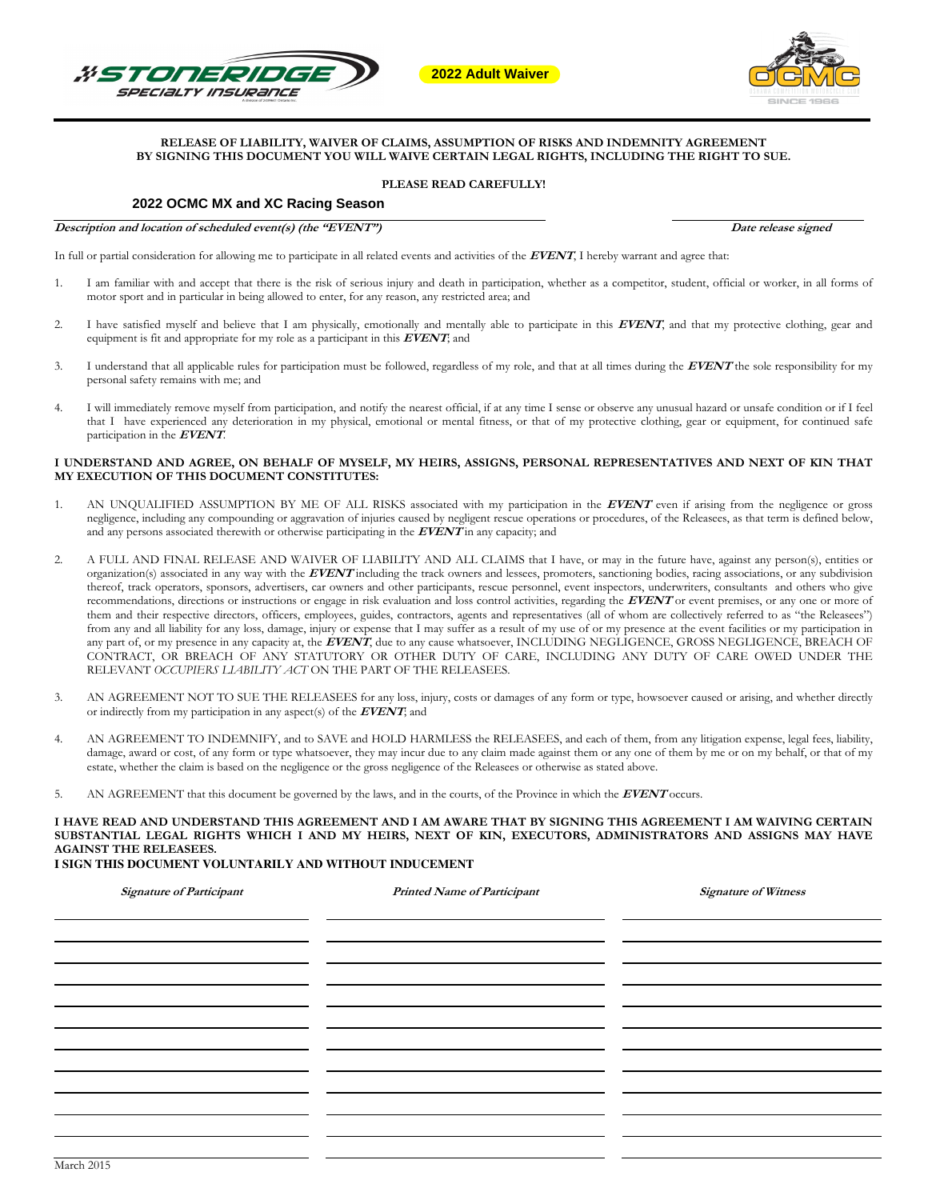**2022 Adult Waiver**

**RELEASE OF LIABILITY, WAIVER OF CLAIMS, ASSUMPTION OF RISKS AND INDEMNITY AGREEMENT**
**BY SIGNING THIS DOCUMENT YOU WILL WAIVE CERTAIN LEGAL RIGHTS, INCLUDING THE RIGHT TO SUE.**

**PLEASE READ CAREFULLY!**

**2022 OCMC MX and XC Racing Season**

***Description and location of scheduled event(s) (the "EVENT")*** ***Date release signed***

In full or partial consideration for allowing me to participate in all related events and activities of the ***EVENT***, I hereby warrant and agree that:

1. I am familiar with and accept that there is the risk of serious injury and death in participation, whether as a competitor, student, official or worker, in all forms of motor sport and in particular in being allowed to enter, for any reason, any restricted area; and
2. I have satisfied myself and believe that I am physically, emotionally and mentally able to participate in this ***EVENT***, and that my protective clothing, gear and equipment is fit and appropriate for my role as a participant in this ***EVENT***; and
3. I understand that all applicable rules for participation must be followed, regardless of my role, and that at all times during the ***EVENT*** the sole responsibility for my personal safety remains with me; and
4. I will immediately remove myself from participation, and notify the nearest official, if at any time I sense or observe any unusual hazard or unsafe condition or if I feel that I have experienced any deterioration in my physical, emotional or mental fitness, or that of my protective clothing, gear or equipment, for continued safe participation in the ***EVENT***.

**I UNDERSTAND AND AGREE, ON BEHALF OF MYSELF, MY HEIRS, ASSIGNS, PERSONAL REPRESENTATIVES AND NEXT OF KIN THAT MY EXECUTION OF THIS DOCUMENT CONSTITUTES:**

1. AN UNQUALIFIED ASSUMPTION BY ME OF ALL RISKS associated with my participation in the ***EVENT*** even if arising from the negligence or gross negligence, including any compounding or aggravation of injuries caused by negligent rescue operations or procedures, of the Releasees, as that term is defined below, and any persons associated therewith or otherwise participating in the ***EVENT*** in any capacity; and
2. A FULL AND FINAL RELEASE AND WAIVER OF LIABILITY AND ALL CLAIMS that I have, or may in the future have, against any person(s), entities or organization(s) associated in any way with the ***EVENT*** including the track owners and lessees, promoters, sanctioning bodies, racing associations, or any subdivision thereof, track operators, sponsors, advertisers, car owners and other participants, rescue personnel, event inspectors, underwriters, consultants and others who give recommendations, directions or instructions or engage in risk evaluation and loss control activities, regarding the ***EVENT*** or event premises, or any one or more of them and their respective directors, officers, employees, guides, contractors, agents and representatives (all of whom are collectively referred to as "the Releasees") from any and all liability for any loss, damage, injury or expense that I may suffer as a result of my use of or my presence at the event facilities or my participation in any part of, or my presence in any capacity at, the ***EVENT***, due to any cause whatsoever, INCLUDING NEGLIGENCE, GROSS NEGLIGENCE, BREACH OF CONTRACT, OR BREACH OF ANY STATUTORY OR OTHER DUTY OF CARE, INCLUDING ANY DUTY OF CARE OWED UNDER THE RELEVANT *OCCUPIERS LIABILITY ACT* ON THE PART OF THE RELEASEES.
3. AN AGREEMENT NOT TO SUE THE RELEASEES for any loss, injury, costs or damages of any form or type, howsoever caused or arising, and whether directly or indirectly from my participation in any aspect(s) of the ***EVENT***; and
4. AN AGREEMENT TO INDEMNIFY, and to SAVE and HOLD HARMLESS the RELEASEES, and each of them, from any litigation expense, legal fees, liability, damage, award or cost, of any form or type whatsoever, they may incur due to any claim made against them or any one of them by me or on my behalf, or that of my estate, whether the claim is based on the negligence or the gross negligence of the Releasees or otherwise as stated above.
5. AN AGREEMENT that this document be governed by the laws, and in the courts, of the Province in which the ***EVENT*** occurs.

**I HAVE READ AND UNDERSTAND THIS AGREEMENT AND I AM AWARE THAT BY SIGNING THIS AGREEMENT I AM WAIVING CERTAIN SUBSTANTIAL LEGAL RIGHTS WHICH I AND MY HEIRS, NEXT OF KIN, EXECUTORS, ADMINISTRATORS AND ASSIGNS MAY HAVE AGAINST THE RELEASEES.**
**I SIGN THIS DOCUMENT VOLUNTARILY AND WITHOUT INDUCEMENT**

| ***Signature of Participant*** | ***Printed Name of Participant*** | ***Signature of Witness*** |
| --- | --- | --- |
| | | |
| | | |
| | | |
| | | |
| | | |
| | | |
| | | |
| | | |
| | | |
| | | |
| | | |
| | | |

March 2015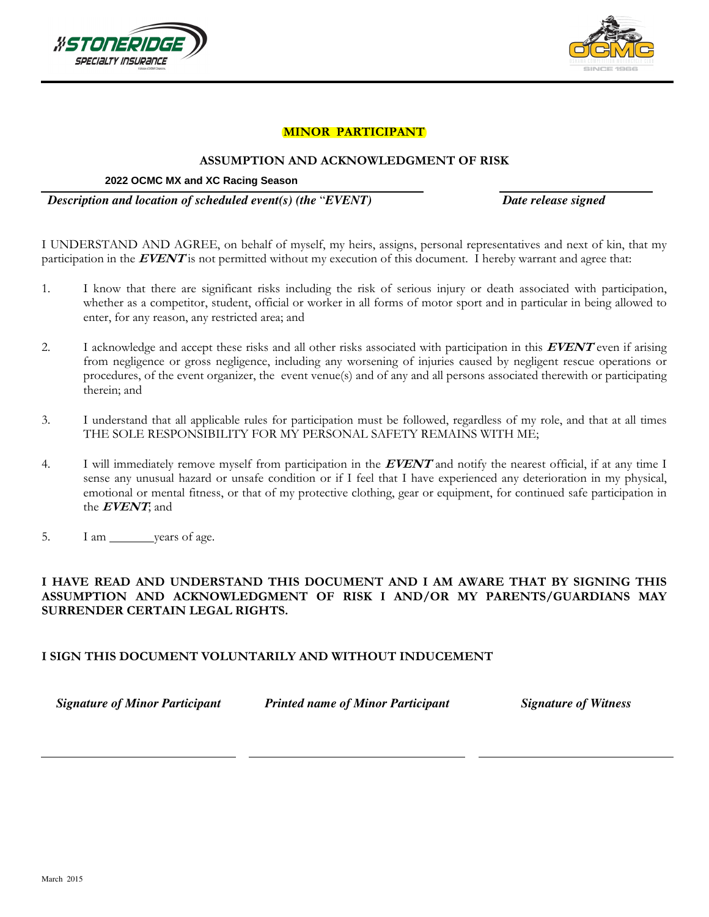**MINOR PARTICIPANT**

**ASSUMPTION AND ACKNOWLEDGMENT OF RISK**

**2022 OCMC MX and XC Racing Season**

***Description and location of scheduled event(s) (the "EVENT)*** ***Date release signed***

I UNDERSTAND AND AGREE, on behalf of myself, my heirs, assigns, personal representatives and next of kin, that my participation in the ***EVENT*** is not permitted without my execution of this document. I hereby warrant and agree that:

1. I know that there are significant risks including the risk of serious injury or death associated with participation, whether as a competitor, student, official or worker in all forms of motor sport and in particular in being allowed to enter, for any reason, any restricted area; and

2. I acknowledge and accept these risks and all other risks associated with participation in this ***EVENT*** even if arising from negligence or gross negligence, including any worsening of injuries caused by negligent rescue operations or procedures, of the event organizer, the event venue(s) and of any and all persons associated therewith or participating therein; and

3. I understand that all applicable rules for participation must be followed, regardless of my role, and that at all times THE SOLE RESPONSIBILITY FOR MY PERSONAL SAFETY REMAINS WITH ME;

4. I will immediately remove myself from participation in the ***EVENT*** and notify the nearest official, if at any time I sense any unusual hazard or unsafe condition or if I feel that I have experienced any deterioration in my physical, emotional or mental fitness, or that of my protective clothing, gear or equipment, for continued safe participation in the ***EVENT***; and

5. I am _______ years of age.

**I HAVE READ AND UNDERSTAND THIS DOCUMENT AND I AM AWARE THAT BY SIGNING THIS ASSUMPTION AND ACKNOWLEDGMENT OF RISK I AND/OR MY PARENTS/GUARDIANS MAY SURRENDER CERTAIN LEGAL RIGHTS.**

**I SIGN THIS DOCUMENT VOLUNTARILY AND WITHOUT INDUCEMENT**

***Signature of Minor Participant*** ***Printed name of Minor Participant*** ***Signature of Witness***

March 2015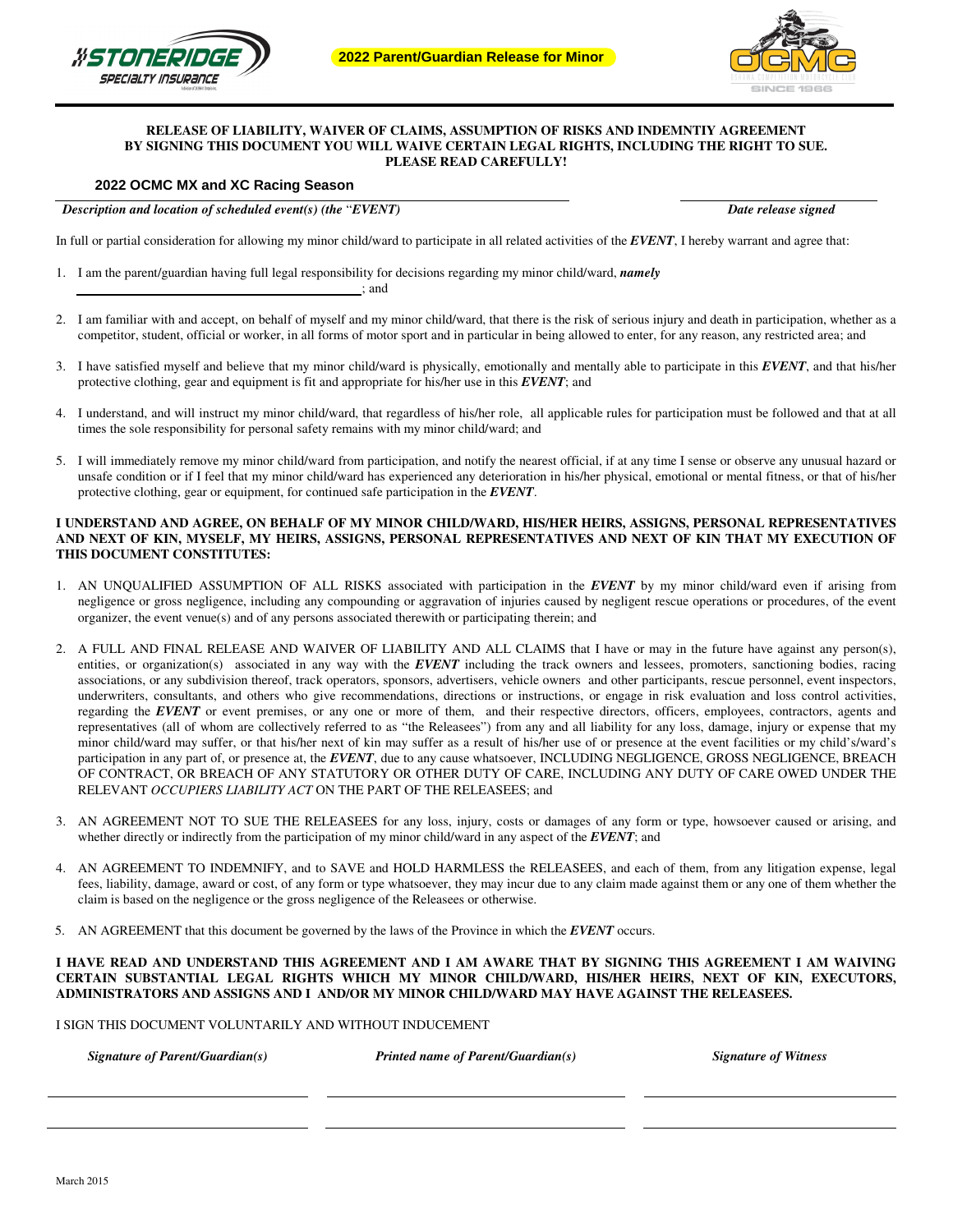2022 Parent/Guardian Release for Minor

**RELEASE OF LIABILITY, WAIVER OF CLAIMS, ASSUMPTION OF RISKS AND INDEMNTIY AGREEMENT**
**BY SIGNING THIS DOCUMENT YOU WILL WAIVE CERTAIN LEGAL RIGHTS, INCLUDING THE RIGHT TO SUE.**
**PLEASE READ CAREFULLY!**

**2022 OCMC MX and XC Racing Season**

***Description and location of scheduled event(s) (the "EVENT)*** ______________________ ***Date release signed***

In full or partial consideration for allowing my minor child/ward to participate in all related activities of the ***EVENT***, I hereby warrant and agree that:

1. I am the parent/guardian having full legal responsibility for decisions regarding my minor child/ward, ***namely*** ______________________; and
2. I am familiar with and accept, on behalf of myself and my minor child/ward, that there is the risk of serious injury and death in participation, whether as a competitor, student, official or worker, in all forms of motor sport and in particular in being allowed to enter, for any reason, any restricted area; and
3. I have satisfied myself and believe that my minor child/ward is physically, emotionally and mentally able to participate in this ***EVENT***, and that his/her protective clothing, gear and equipment is fit and appropriate for his/her use in this ***EVENT***; and
4. I understand, and will instruct my minor child/ward, that regardless of his/her role, all applicable rules for participation must be followed and that at all times the sole responsibility for personal safety remains with my minor child/ward; and
5. I will immediately remove my minor child/ward from participation, and notify the nearest official, if at any time I sense or observe any unusual hazard or unsafe condition or if I feel that my minor child/ward has experienced any deterioration in his/her physical, emotional or mental fitness, or that of his/her protective clothing, gear or equipment, for continued safe participation in the ***EVENT***.

**I UNDERSTAND AND AGREE, ON BEHALF OF MY MINOR CHILD/WARD, HIS/HER HEIRS, ASSIGNS, PERSONAL REPRESENTATIVES AND NEXT OF KIN, MYSELF, MY HEIRS, ASSIGNS, PERSONAL REPRESENTATIVES AND NEXT OF KIN THAT MY EXECUTION OF THIS DOCUMENT CONSTITUTES:**

1. AN UNQUALIFIED ASSUMPTION OF ALL RISKS associated with participation in the ***EVENT*** by my minor child/ward even if arising from negligence or gross negligence, including any compounding or aggravation of injuries caused by negligent rescue operations or procedures, of the event organizer, the event venue(s) and of any persons associated therewith or participating therein; and
2. A FULL AND FINAL RELEASE AND WAIVER OF LIABILITY AND ALL CLAIMS that I have or may in the future have against any person(s), entities, or organization(s) associated in any way with the ***EVENT*** including the track owners and lessees, promoters, sanctioning bodies, racing associations, or any subdivision thereof, track operators, sponsors, advertisers, vehicle owners and other participants, rescue personnel, event inspectors, underwriters, consultants, and others who give recommendations, directions or instructions, or engage in risk evaluation and loss control activities, regarding the ***EVENT*** or event premises, or any one or more of them, and their respective directors, officers, employees, contractors, agents and representatives (all of whom are collectively referred to as "the Releasees") from any and all liability for any loss, damage, injury or expense that my minor child/ward may suffer, or that his/her next of kin may suffer as a result of his/her use of or presence at the event facilities or my child's/ward's participation in any part of, or presence at, the ***EVENT***, due to any cause whatsoever, INCLUDING NEGLIGENCE, GROSS NEGLIGENCE, BREACH OF CONTRACT, OR BREACH OF ANY STATUTORY OR OTHER DUTY OF CARE, INCLUDING ANY DUTY OF CARE OWED UNDER THE RELEVANT *OCCUPIERS LIABILITY ACT* ON THE PART OF THE RELEASEES; and
3. AN AGREEMENT NOT TO SUE THE RELEASEES for any loss, injury, costs or damages of any form or type, howsoever caused or arising, and whether directly or indirectly from the participation of my minor child/ward in any aspect of the ***EVENT***; and
4. AN AGREEMENT TO INDEMNIFY, and to SAVE and HOLD HARMLESS the RELEASEES, and each of them, from any litigation expense, legal fees, liability, damage, award or cost, of any form or type whatsoever, they may incur due to any claim made against them or any one of them whether the claim is based on the negligence or the gross negligence of the Releasees or otherwise.
5. AN AGREEMENT that this document be governed by the laws of the Province in which the ***EVENT*** occurs.

**I HAVE READ AND UNDERSTAND THIS AGREEMENT AND I AM AWARE THAT BY SIGNING THIS AGREEMENT I AM WAIVING CERTAIN SUBSTANTIAL LEGAL RIGHTS WHICH MY MINOR CHILD/WARD, HIS/HER HEIRS, NEXT OF KIN, EXECUTORS, ADMINISTRATORS AND ASSIGNS AND I AND/OR MY MINOR CHILD/WARD MAY HAVE AGAINST THE RELEASEES.**

I SIGN THIS DOCUMENT VOLUNTARILY AND WITHOUT INDUCEMENT

| ***Signature of Parent/Guardian(s)*** | ***Printed name of Parent/Guardian(s)*** | ***Signature of Witness*** |
|---|---|---|
| | | |
| | | |

March 2015